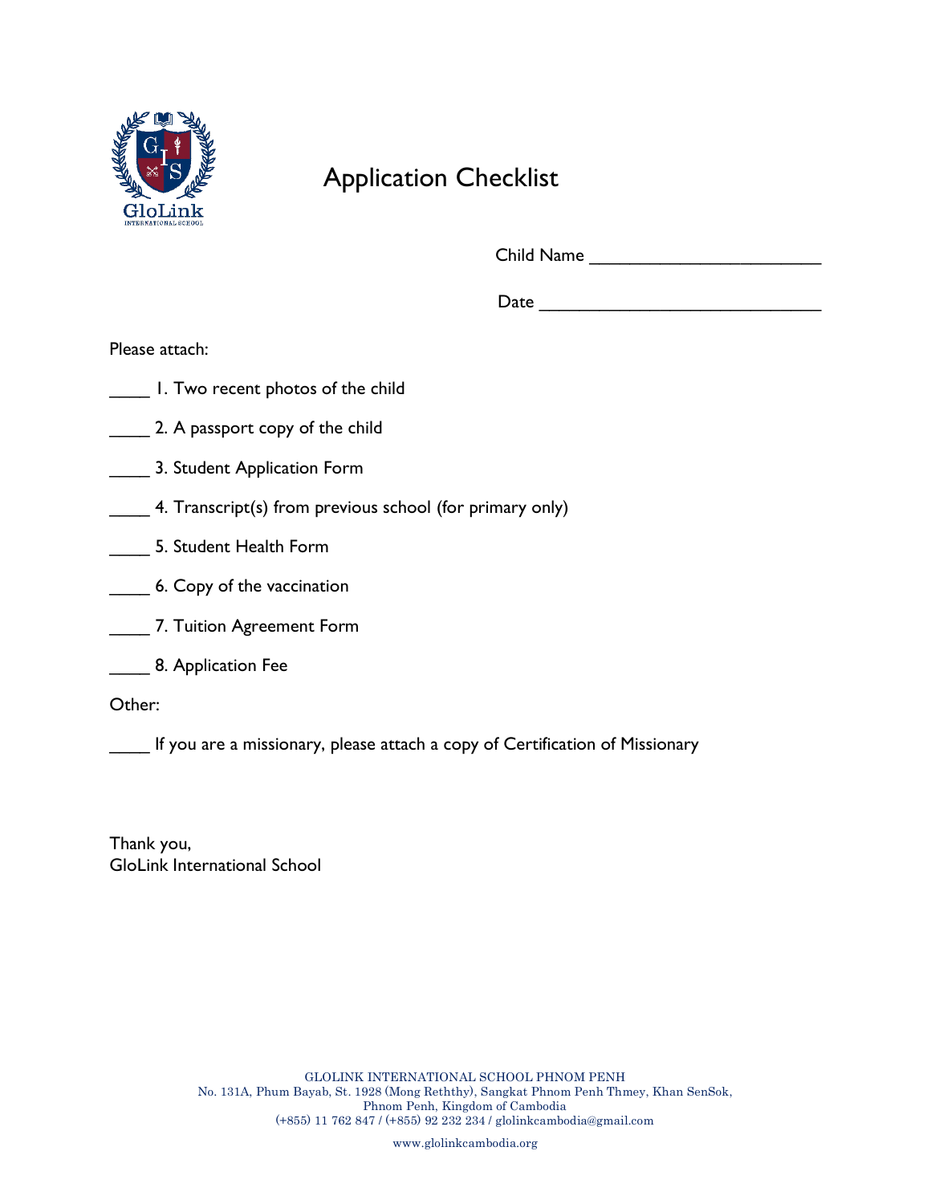# Application Checklist

Child Name ________________________

Date ____________________________

Please attach:

____ 1. Two recent photos of the child

____ 2. A passport copy of the child

____ 3. Student Application Form

____ 4. Transcript(s) from previous school (for primary only)

____ 5. Student Health Form

____ 6. Copy of the vaccination

____ 7. Tuition Agreement Form

____ 8. Application Fee

Other:

____ If you are a missionary, please attach a copy of Certification of Missionary

Thank you,
GloLink International School

GLOLINK INTERNATIONAL SCHOOL PHNOM PENH
No. 131A, Phum Bayab, St. 1928 (Mong Reththy), Sangkat Phnom Penh Thmey, Khan SenSok, Phnom Penh, Kingdom of Cambodia
(+855) 11 762 847 / (+855) 92 232 234 / glolinkcambodia@gmail.com

www.glolinkcambodia.org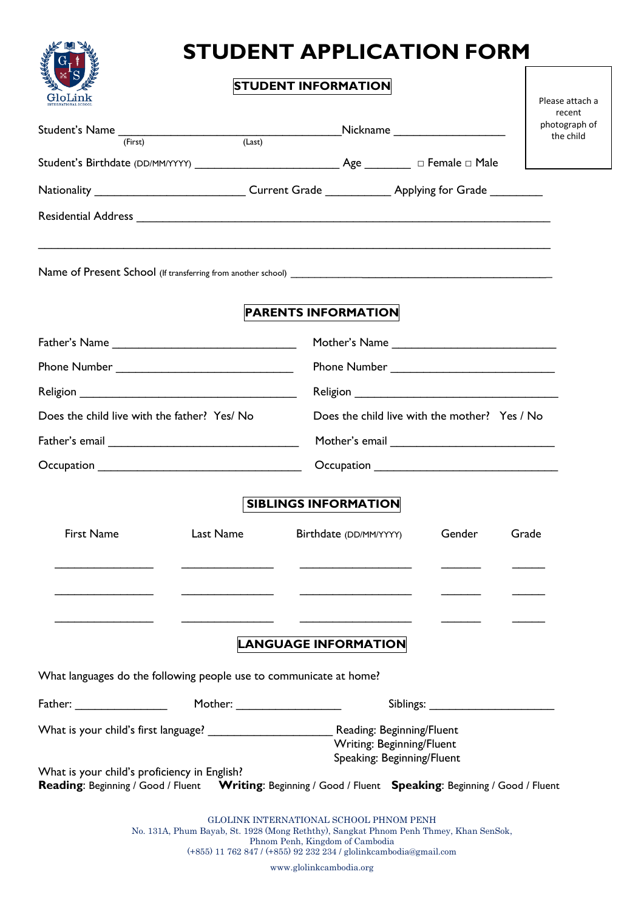# STUDENT APPLICATION FORM

## STUDENT INFORMATION

Please attach a recent photograph of the child

Student's Name ___________________________________ Nickname __________________
(First) (Last)

Student's Birthdate (DD/MM/YYYY) ________________________ Age ________ □ Female □ Male

Nationality ________________________ Current Grade ___________ Applying for Grade _________

Residential Address ______________________________________________________________________

________________________________________________________________________________

Name of Present School (If transferring from another school) ____________________________________________

## PARENTS INFORMATION

Father's Name ______________________________ Mother's Name ___________________________

Phone Number _____________________________ Phone Number ___________________________

Religion ____________________________________ Religion ___________________________________

Does the child live with the father? Yes/ No Does the child live with the mother? Yes / No

Father's email _______________________________ Mother's email ___________________________

Occupation _________________________________ Occupation ______________________________

## SIBLINGS INFORMATION

| First Name | Last Name | Birthdate (DD/MM/YYYY) | Gender | Grade |
|---|---|---|---|---|
| ________________ | _______________ | ___________________ | _______ | ______ |
| ________________ | _______________ | ___________________ | _______ | ______ |
| ________________ | _______________ | ___________________ | _______ | ______ |

## LANGUAGE INFORMATION

What languages do the following people use to communicate at home?

Father: _______________ Mother: _________________ Siblings: _____________________

What is your child's first language? _____________________ Reading: Beginning/Fluent
Writing: Beginning/Fluent
Speaking: Beginning/Fluent

What is your child's proficiency in English?
**Reading**: Beginning / Good / Fluent **Writing**: Beginning / Good / Fluent **Speaking**: Beginning / Good / Fluent

GLOLINK INTERNATIONAL SCHOOL PHNOM PENH
No. 131A, Phum Bayab, St. 1928 (Mong Reththy), Sangkat Phnom Penh Thmey, Khan SenSok, Phnom Penh, Kingdom of Cambodia
(+855) 11 762 847 / (+855) 92 232 234 / glolinkcambodia@gmail.com

www.glolinkcambodia.org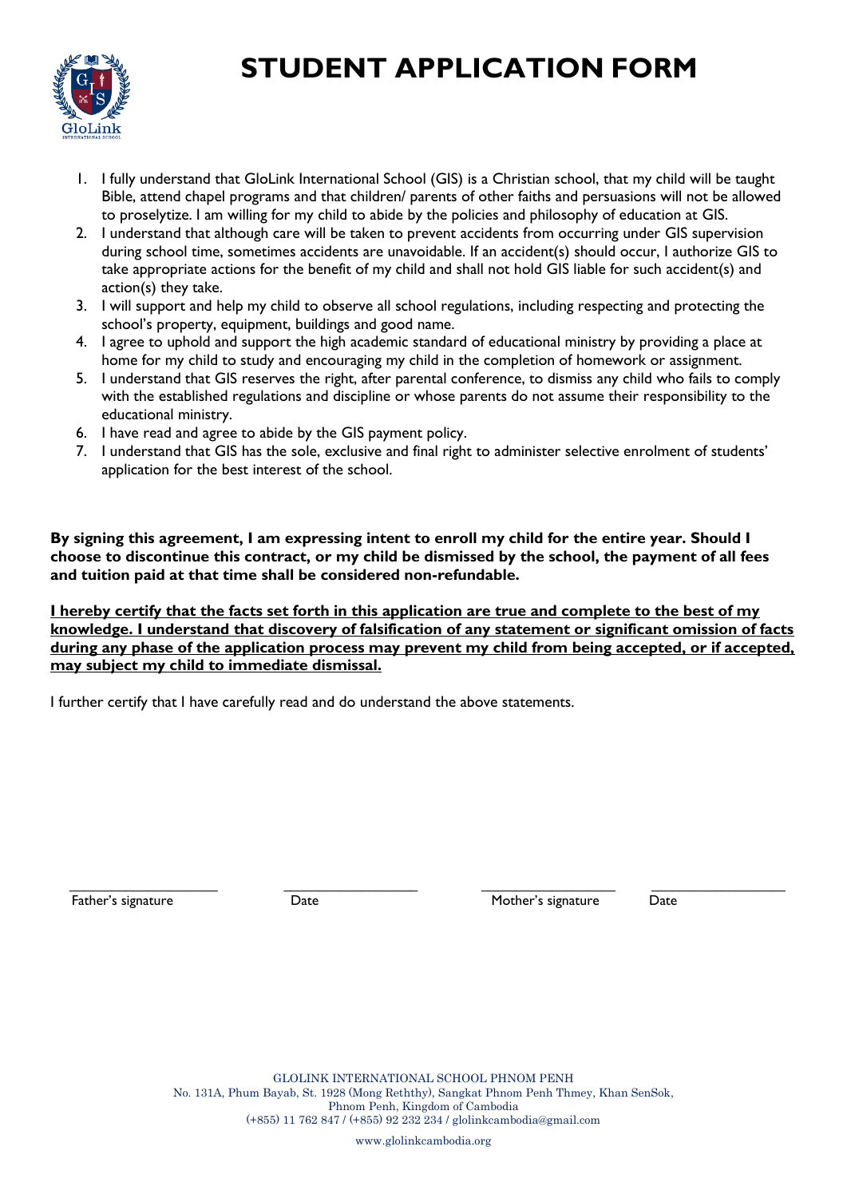# STUDENT APPLICATION FORM

1. I fully understand that GloLink International School (GIS) is a Christian school, that my child will be taught Bible, attend chapel programs and that children/ parents of other faiths and persuasions will not be allowed to proselytize. I am willing for my child to abide by the policies and philosophy of education at GIS.
2. I understand that although care will be taken to prevent accidents from occurring under GIS supervision during school time, sometimes accidents are unavoidable. If an accident(s) should occur, I authorize GIS to take appropriate actions for the benefit of my child and shall not hold GIS liable for such accident(s) and action(s) they take.
3. I will support and help my child to observe all school regulations, including respecting and protecting the school's property, equipment, buildings and good name.
4. I agree to uphold and support the high academic standard of educational ministry by providing a place at home for my child to study and encouraging my child in the completion of homework or assignment.
5. I understand that GIS reserves the right, after parental conference, to dismiss any child who fails to comply with the established regulations and discipline or whose parents do not assume their responsibility to the educational ministry.
6. I have read and agree to abide by the GIS payment policy.
7. I understand that GIS has the sole, exclusive and final right to administer selective enrolment of students' application for the best interest of the school.

**By signing this agreement, I am expressing intent to enroll my child for the entire year. Should I choose to discontinue this contract, or my child be dismissed by the school, the payment of all fees and tuition paid at that time shall be considered non-refundable.**

**<u>I hereby certify that the facts set forth in this application are true and complete to the best of my knowledge. I understand that discovery of falsification of any statement or significant omission of facts during any phase of the application process may prevent my child from being accepted, or if accepted, may subject my child to immediate dismissal.</u>**

I further certify that I have carefully read and do understand the above statements.

| ____________________ | ____________________ | ____________________ | ____________________ |
|---|---|---|---|
| Father's signature | Date | Mother's signature | Date |

GLOLINK INTERNATIONAL SCHOOL PHNOM PENH
No. 131A, Phum Bayab, St. 1928 (Mong Reththy), Sangkat Phnom Penh Thmey, Khan SenSok, Phnom Penh, Kingdom of Cambodia
(+855) 11 762 847 / (+855) 92 232 234 / glolinkcambodia@gmail.com

www.glolinkcambodia.org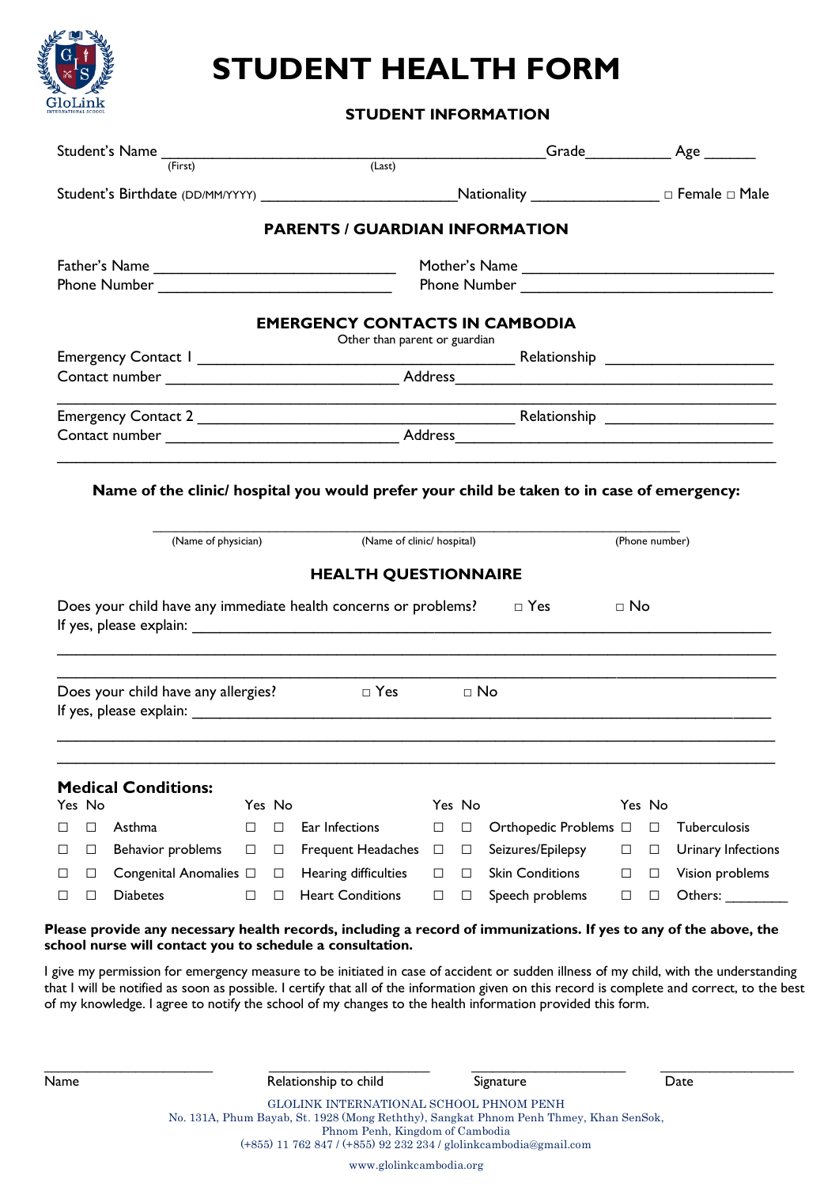# STUDENT HEALTH FORM

## STUDENT INFORMATION

Student's Name ________________________________________________ Grade__________ Age ______
(First) (Last)

Student's Birthdate (DD/MM/YYYY) ________________________ Nationality _______________ □ Female □ Male

## PARENTS / GUARDIAN INFORMATION

Father's Name ____________________________ Mother's Name ______________________________
Phone Number ____________________________ Phone Number ______________________________

## EMERGENCY CONTACTS IN CAMBODIA

Other than parent or guardian

Emergency Contact 1 _____________________________________ Relationship ____________________
Contact number ___________________________ Address_____________________________________
_________________________________________________________________________________

Emergency Contact 2 _____________________________________ Relationship ____________________
Contact number ___________________________ Address_____________________________________
_________________________________________________________________________________

**Name of the clinic/ hospital you would prefer your child be taken to in case of emergency:**

_________________________________________________________________________________
(Name of physician) (Name of clinic/ hospital) (Phone number)

## HEALTH QUESTIONNAIRE

Does your child have any immediate health concerns or problems? □ Yes □ No
If yes, please explain: ___________________________________________________________
_________________________________________________________________________________
_________________________________________________________________________________

Does your child have any allergies? □ Yes □ No
If yes, please explain: ___________________________________________________________
_________________________________________________________________________________
_________________________________________________________________________________

### Medical Conditions:

| Yes | No | | Yes | No | | Yes | No | | Yes | No | |
|---|---|---|---|---|---|---|---|---|---|---|---|
| ☐ | ☐ | Asthma | ☐ | ☐ | Ear Infections | ☐ | ☐ | Orthopedic Problems | ☐ | ☐ | Tuberculosis |
| ☐ | ☐ | Behavior problems | ☐ | ☐ | Frequent Headaches | ☐ | ☐ | Seizures/Epilepsy | ☐ | ☐ | Urinary Infections |
| ☐ | ☐ | Congenital Anomalies | ☐ | ☐ | Hearing difficulties | ☐ | ☐ | Skin Conditions | ☐ | ☐ | Vision problems |
| ☐ | ☐ | Diabetes | ☐ | ☐ | Heart Conditions | ☐ | ☐ | Speech problems | ☐ | ☐ | Others: ________ |

**Please provide any necessary health records, including a record of immunizations. If yes to any of the above, the school nurse will contact you to schedule a consultation.**

I give my permission for emergency measure to be initiated in case of accident or sudden illness of my child, with the understanding that I will be notified as soon as possible. I certify that all of the information given on this record is complete and correct, to the best of my knowledge. I agree to notify the school of my changes to the health information provided this form.

_____________________ _____________________ _____________________ _____________________
Name Relationship to child Signature Date

GLOLINK INTERNATIONAL SCHOOL PHNOM PENH
No. 131A, Phum Bayab, St. 1928 (Mong Reththy), Sangkat Phnom Penh Thmey, Khan SenSok, Phnom Penh, Kingdom of Cambodia
(+855) 11 762 847 / (+855) 92 232 234 / glolinkcambodia@gmail.com
www.glolinkcambodia.org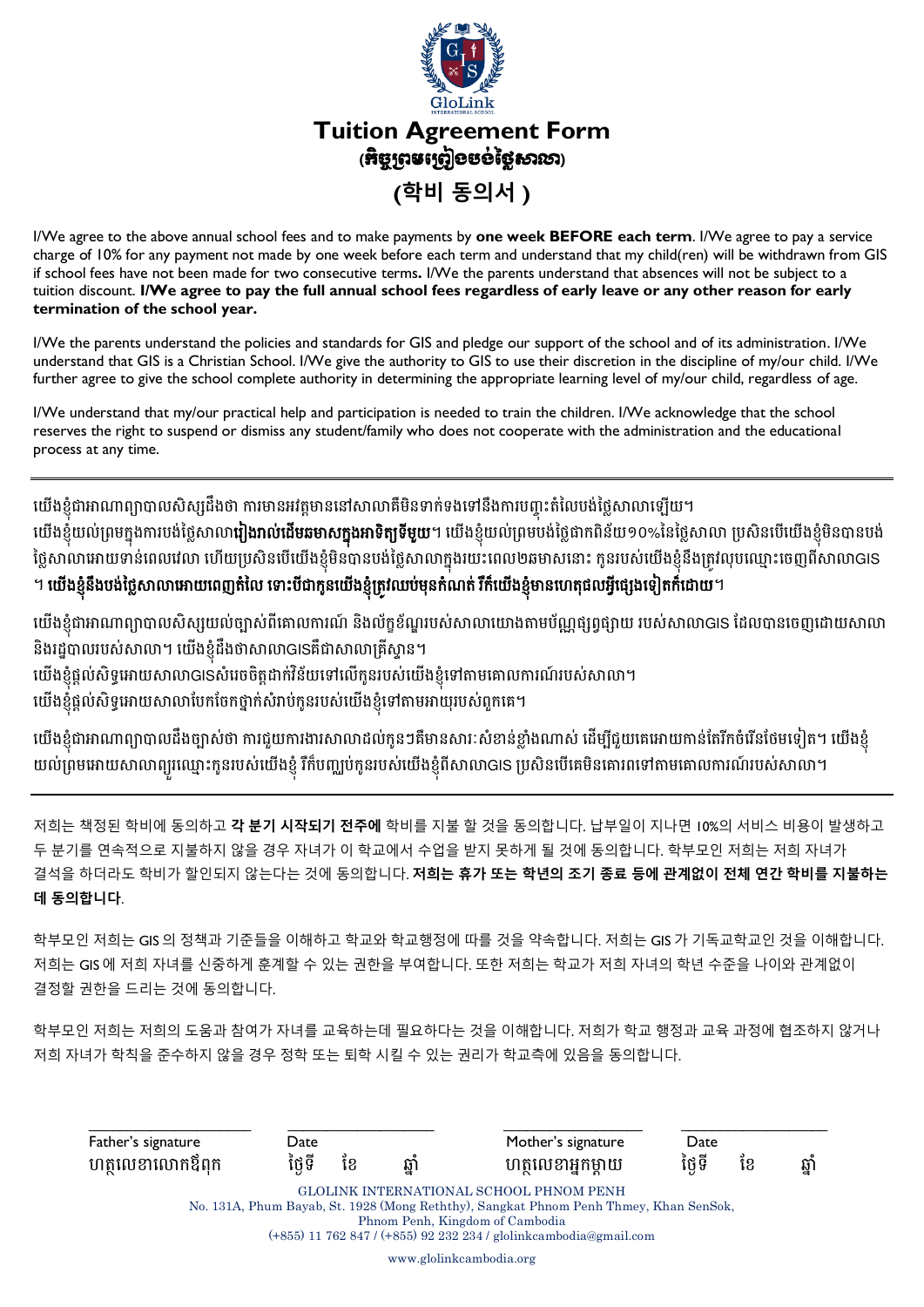GloLink INTERNATIONAL SCHOOL

# Tuition Agreement Form

## (កិច្ចព្រមព្រៀងបង់ថ្លៃសាលា)

## (학비 동의서 )

I/We agree to the above annual school fees and to make payments by **one week BEFORE each term**. I/We agree to pay a service charge of 10% for any payment not made by one week before each term and understand that my child(ren) will be withdrawn from GIS if school fees have not been made for two consecutive terms**.** I/We the parents understand that absences will not be subject to a tuition discount. **I/We agree to pay the full annual school fees regardless of early leave or any other reason for early termination of the school year.**

I/We the parents understand the policies and standards for GIS and pledge our support of the school and of its administration. I/We understand that GIS is a Christian School. I/We give the authority to GIS to use their discretion in the discipline of my/our child. I/We further agree to give the school complete authority in determining the appropriate learning level of my/our child, regardless of age.

I/We understand that my/our practical help and participation is needed to train the children. I/We acknowledge that the school reserves the right to suspend or dismiss any student/family who does not cooperate with the administration and the educational process at any time.

---

យើងខ្ញុំជាអាណាព្យាបាលសិស្សដឹងថា ការមានអវត្តមាននៅសាលាគឺមិនទាក់ទងទៅនឹងការបញ្ចុះតំលៃបង់ថ្លៃសាលាឡើយ។
យើងខ្ញុំយល់ព្រមក្នុងការបង់ថ្លៃសាលា**រៀងរាល់ដើមឆមាសក្នុងអាទិត្យទីមួយ**។ យើងខ្ញុំយល់ព្រមបង់ថ្លៃផាកពិន័យ១០%នៃថ្លៃសាលា ប្រសិនបើយើងខ្ញុំមិនបានបង់ថ្លៃសាលាអោយទាន់ពេលវេលា ហើយប្រសិនបើយើងខ្ញុំមិនបានបង់ថ្លៃសាលាក្នុងរយះពេល២ឆមាសនោះ កូនរបស់យើងខ្ញុំនឹងត្រូវលុបឈ្មោះចេញពីសាលាGIS ។ **យើងខ្ញុំនឹងបង់ថ្លៃសាលាអោយពេញតំលៃ ទោះបីជាកូនយើងខ្ញុំត្រូវឈប់មុនកំណត់ រឺក៏យើងខ្ញុំមានហេតុផលអ្វីផ្សេងទៀតក៏ដោយ**។

យើងខ្ញុំជាអាណាព្យាបាលសិស្សយល់ច្បាស់ពីគោលការណ៍ និងល័ក្ខខ័ណ្ឌរបស់សាលាយោងតាមបណ្ណផ្សព្វផ្សាយ របស់សាលាGIS ដែលបានចេញដោយសាលា និងរដ្ឋបាលរបស់សាលា។ យើងខ្ញុំដឹងថាសាលាGISគឺជាសាលាគ្រីស្ទាន។
យើងខ្ញុំផ្តល់សិទ្ធអោយសាលាGISសំរេចចិត្តដាក់វិន័យទៅលើកូនរបស់យើងខ្ញុំទៅតាមគោលការណ៍របស់សាលា។
យើងខ្ញុំផ្តល់សិទ្ធអោយសាលាបែកចែកថ្នាក់សំរាប់កូនរបស់យើងខ្ញុំទៅតាមអាយុរបស់ពួកគេ។

យើងខ្ញុំជាអាណាព្យាបាលដឹងច្បាស់ថា ការជួយការងារសាលាដល់កូនៗគឺមានសារៈសំខាន់ខ្លាំងណាស់ ដើម្បីជួយគេអោយកាន់តែរីកចំរើនថែមទៀត។ យើងខ្ញុំយល់ព្រមអោយសាលាព្យួរឈ្មោះកូនរបស់យើងខ្ញុំ រឺក៏បញ្ឈប់កូនរបស់យើងខ្ញុំពីសាលាGIS ប្រសិនបើគេមិនគោរពទៅតាមគោលការណ៍របស់សាលា។

---

저희는 책정된 학비에 동의하고 **각 분기 시작되기 전주에** 학비를 지불 할 것을 동의합니다. 납부일이 지나면 10%의 서비스 비용이 발생하고 두 분기를 연속적으로 지불하지 않을 경우 자녀가 이 학교에서 수업을 받지 못하게 될 것에 동의합니다. 학부모인 저희는 저희 자녀가 결석을 하더라도 학비가 할인되지 않는다는 것에 동의합니다. **저희는 휴가 또는 학년의 조기 종료 등에 관계없이 전체 연간 학비를 지불하는데 동의합니다**.

학부모인 저희는 GIS 의 정책과 기준들을 이해하고 학교와 학교행정에 따를 것을 약속합니다. 저희는 GIS 가 기독교학교인 것을 이해합니다. 저희는 GIS 에 저희 자녀를 신중하게 훈계할 수 있는 권한을 부여합니다. 또한 저희는 학교가 저희 자녀의 학년 수준을 나이와 관계없이 결정할 권한을 드리는 것에 동의합니다.

학부모인 저희는 저희의 도움과 참여가 자녀를 교육하는데 필요하다는 것을 이해합니다. 저희가 학교 행정과 교육 과정에 협조하지 않거나 저희 자녀가 학칙을 준수하지 않을 경우 정학 또는 퇴학 시킬 수 있는 권리가 학교측에 있음을 동의합니다.

| | | | |
|---|---|---|---|
| ____________________ | ____________________ | ____________________ | ____________________ |
| Father's signature<br>ហត្ថលេខាលោកឪពុក | Date<br>ថ្ងៃទី ខែ ឆ្នាំ | Mother's signature<br>ហត្ថលេខាអ្នកម្តាយ | Date<br>ថ្ងៃទី ខែ ឆ្នាំ |

GLOLINK INTERNATIONAL SCHOOL PHNOM PENH
No. 131A, Phum Bayab, St. 1928 (Mong Reththy), Sangkat Phnom Penh Thmey, Khan SenSok, Phnom Penh, Kingdom of Cambodia
(+855) 11 762 847 / (+855) 92 232 234 / glolinkcambodia@gmail.com
www.glolinkcambodia.org